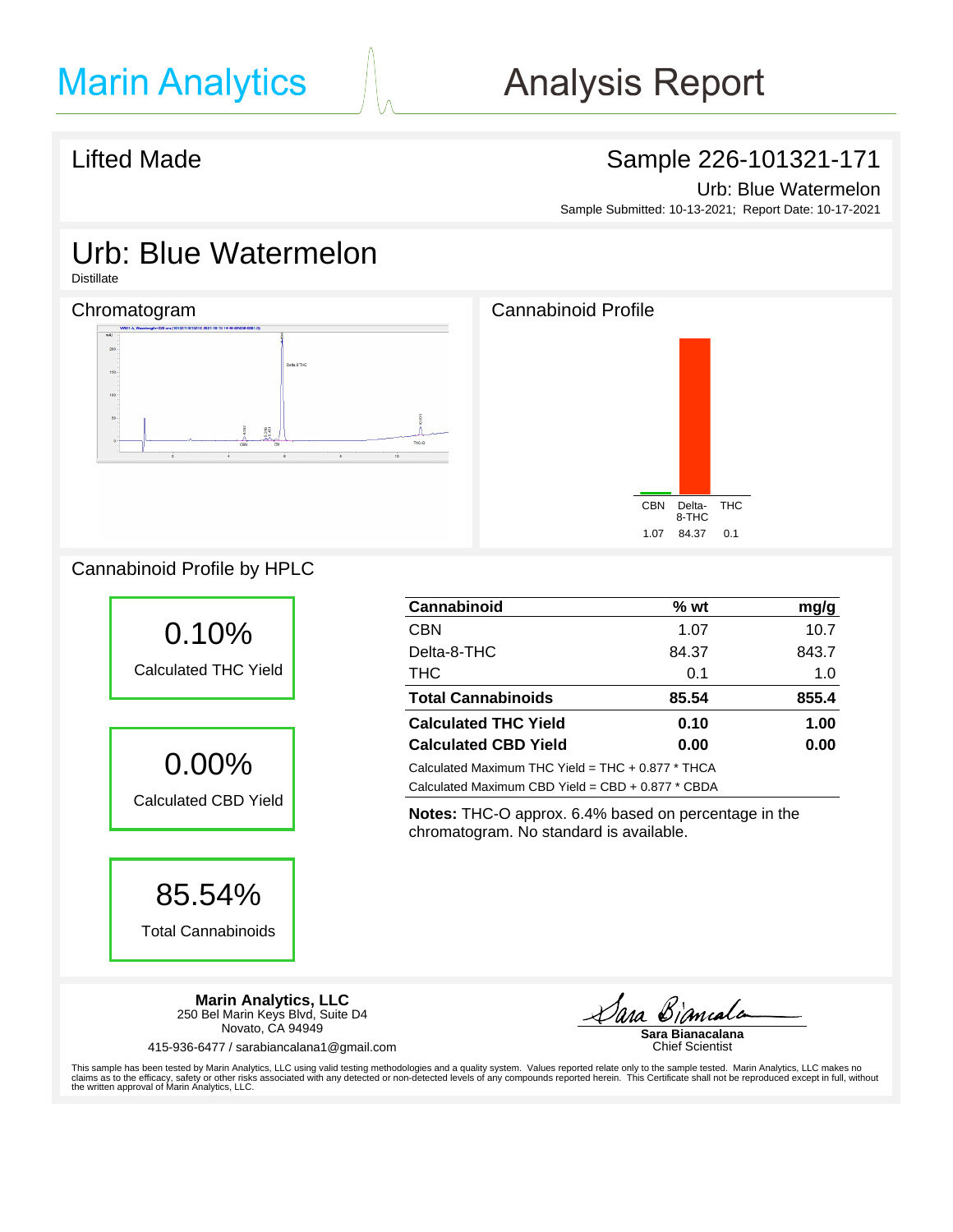# Marin Analytics

# Analysis Report

## Lifted Made

## Sample 226-101321-171

Urb: Blue Watermelon

Sample Submitted: 10-13-2021; Report Date: 10-17-2021

# Urb: Blue Watermelon

Distillate

## Chromatogram

## Cannabinoid Profile

| CBN | Delta-8-THC | THC |
|---|---|---|
| 1.07 | 84.37 | 0.1 |

## Cannabinoid Profile by HPLC

**0.10%**
Calculated THC Yield

**0.00%**
Calculated CBD Yield

**85.54%**
Total Cannabinoids

| Cannabinoid | % wt | mg/g |
|---|---|---|
| CBN | 1.07 | 10.7 |
| Delta-8-THC | 84.37 | 843.7 |
| THC | 0.1 | 1.0 |
| **Total Cannabinoids** | **85.54** | **855.4** |
| **Calculated THC Yield** | **0.10** | **1.00** |
| **Calculated CBD Yield** | **0.00** | **0.00** |

Calculated Maximum THC Yield = THC + 0.877 * THCA

Calculated Maximum CBD Yield = CBD + 0.877 * CBDA

**Notes:** THC-O approx. 6.4% based on percentage in the chromatogram. No standard is available.

**Marin Analytics, LLC**
250 Bel Marin Keys Blvd, Suite D4
Novato, CA 94949

415-936-6477 / sarabiancalana1@gmail.com

**Sara Bianacalana**
Chief Scientist

This sample has been tested by Marin Analytics, LLC using valid testing methodologies and a quality system. Values reported relate only to the sample tested. Marin Analytics, LLC makes no claims as to the efficacy, safety or other risks associated with any detected or non-detected levels of any compounds reported herein. This Certificate shall not be reproduced except in full, without the written approval of Marin Analytics, LLC.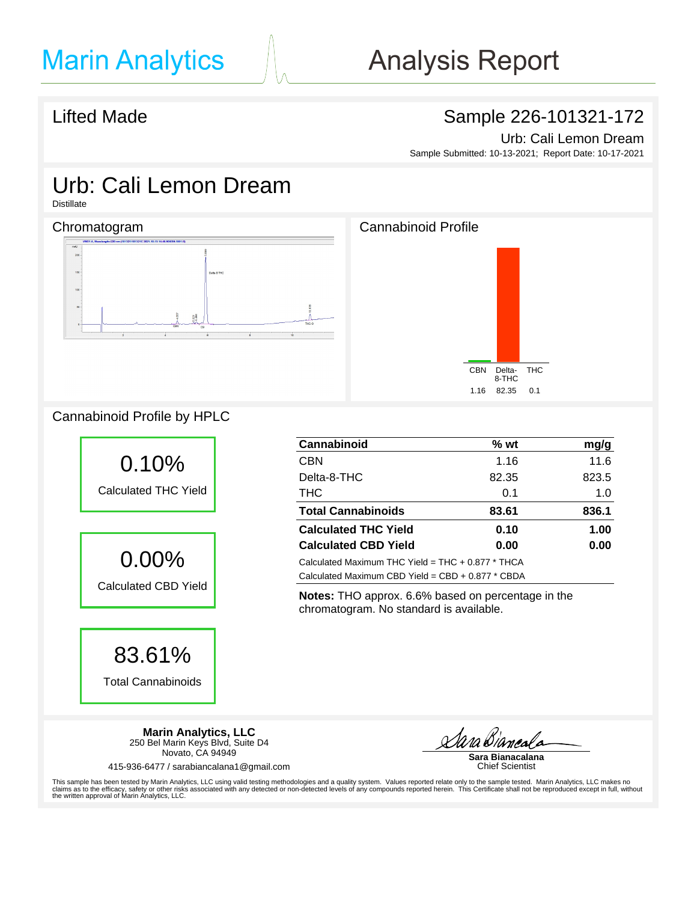# Marin Analytics — Analysis Report

## Lifted Made

**Sample 226-101321-172**

Urb: Cali Lemon Dream

Sample Submitted: 10-13-2021; Report Date: 10-17-2021

# Urb: Cali Lemon Dream

Distillate

## Chromatogram

## Cannabinoid Profile

| CBN | Delta-8-THC | THC |
|---|---|---|
| 1.16 | 82.35 | 0.1 |

## Cannabinoid Profile by HPLC

**0.10%** Calculated THC Yield

**0.00%** Calculated CBD Yield

**83.61%** Total Cannabinoids

| Cannabinoid | % wt | mg/g |
|---|---|---|
| CBN | 1.16 | 11.6 |
| Delta-8-THC | 82.35 | 823.5 |
| THC | 0.1 | 1.0 |
| **Total Cannabinoids** | **83.61** | **836.1** |
| **Calculated THC Yield** | **0.10** | **1.00** |
| **Calculated CBD Yield** | **0.00** | **0.00** |

Calculated Maximum THC Yield = THC + 0.877 * THCA

Calculated Maximum CBD Yield = CBD + 0.877 * CBDA

**Notes:** THO approx. 6.6% based on percentage in the chromatogram. No standard is available.

**Marin Analytics, LLC**
250 Bel Marin Keys Blvd, Suite D4
Novato, CA 94949

415-936-6477 / sarabiancalana1@gmail.com

**Sara Bianacalana**
Chief Scientist

This sample has been tested by Marin Analytics, LLC using valid testing methodologies and a quality system. Values reported relate only to the sample tested. Marin Analytics, LLC makes no claims as to the efficacy, safety or other risks associated with any detected or non-detected levels of any compounds reported herein. This Certificate shall not be reproduced except in full, without the written approval of Marin Analytics, LLC.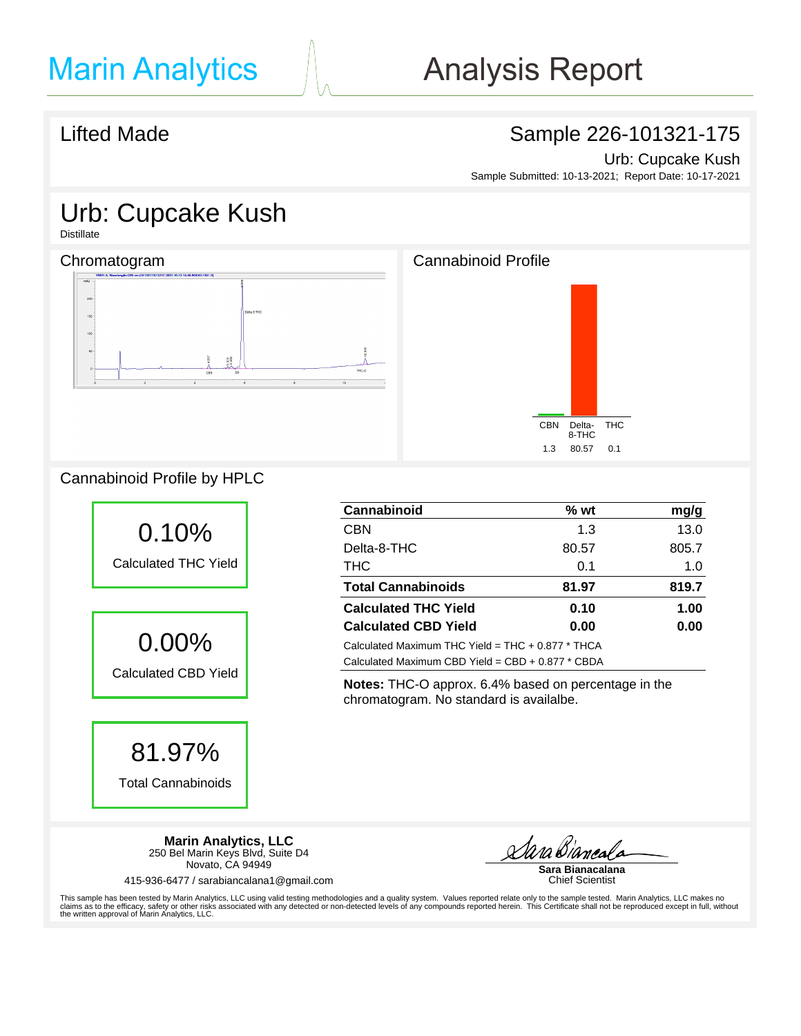# Marin Analytics — Analysis Report

## Lifted Made

**Sample 226-101321-175**

Urb: Cupcake Kush

Sample Submitted: 10-13-2021; Report Date: 10-17-2021

# Urb: Cupcake Kush

Distillate

## Chromatogram

## Cannabinoid Profile

| CBN | Delta-8-THC | THC |
|---|---|---|
| 1.3 | 80.57 | 0.1 |

## Cannabinoid Profile by HPLC

**0.10%**
Calculated THC Yield

**0.00%**
Calculated CBD Yield

**81.97%**
Total Cannabinoids

| Cannabinoid | % wt | mg/g |
|---|---|---|
| CBN | 1.3 | 13.0 |
| Delta-8-THC | 80.57 | 805.7 |
| THC | 0.1 | 1.0 |
| **Total Cannabinoids** | **81.97** | **819.7** |
| **Calculated THC Yield** | **0.10** | **1.00** |
| **Calculated CBD Yield** | **0.00** | **0.00** |

Calculated Maximum THC Yield = THC + 0.877 * THCA

Calculated Maximum CBD Yield = CBD + 0.877 * CBDA

**Notes:** THC-O approx. 6.4% based on percentage in the chromatogram. No standard is availalbe.

**Marin Analytics, LLC**
250 Bel Marin Keys Blvd, Suite D4
Novato, CA 94949

415-936-6477 / sarabiancalana1@gmail.com

**Sara Bianacalana**
Chief Scientist

This sample has been tested by Marin Analytics, LLC using valid testing methodologies and a quality system. Values reported relate only to the sample tested. Marin Analytics, LLC makes no claims as to the efficacy, safety or other risks associated with any detected or non-detected levels of any compounds reported herein. This Certificate shall not be reproduced except in full, without the written approval of Marin Analytics, LLC.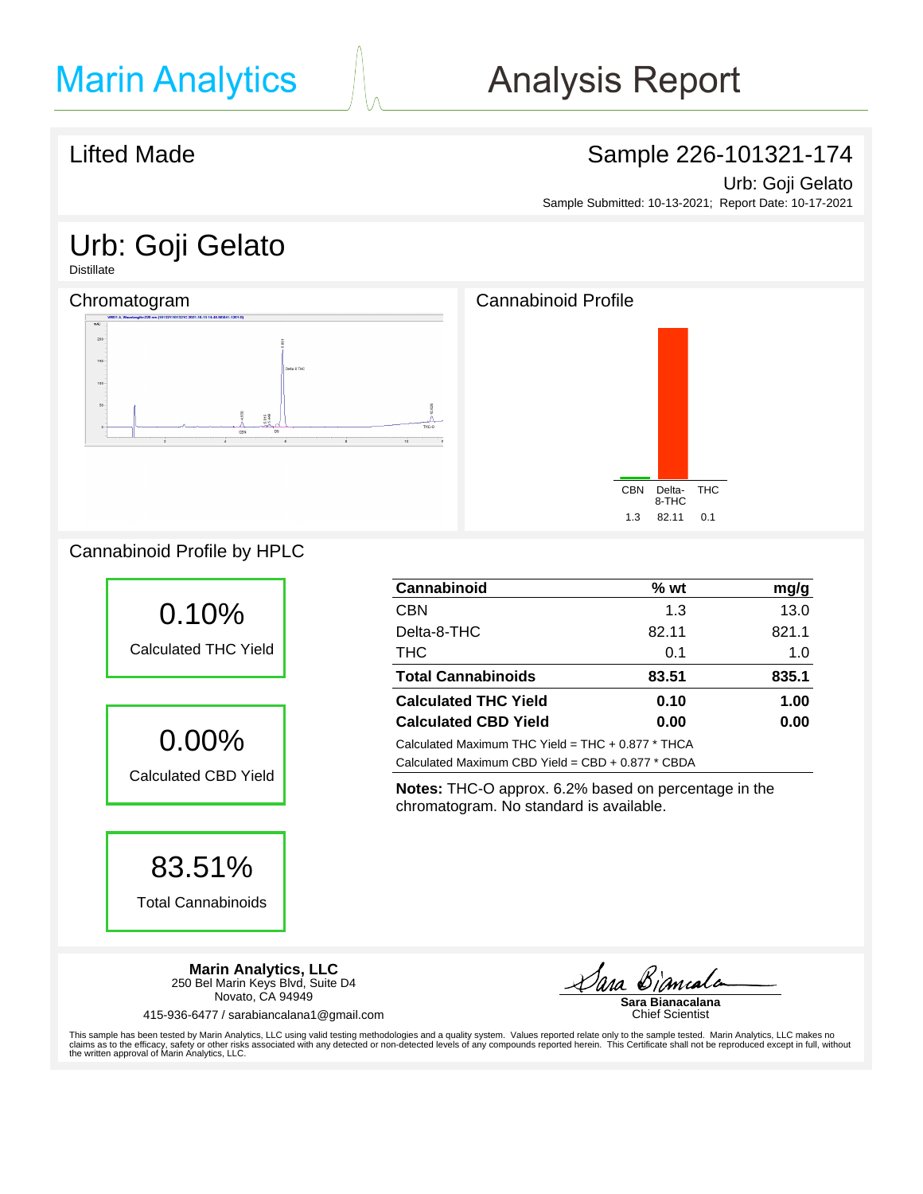# Marin Analytics

# Analysis Report

## Lifted Made

## Sample 226-101321-174

Urb: Goji Gelato

Sample Submitted: 10-13-2021; Report Date: 10-17-2021

# Urb: Goji Gelato

Distillate

### Chromatogram

### Cannabinoid Profile

| CBN | Delta-8-THC | THC |
|---|---|---|
| 1.3 | 82.11 | 0.1 |

### Cannabinoid Profile by HPLC

**0.10%** Calculated THC Yield

**0.00%** Calculated CBD Yield

**83.51%** Total Cannabinoids

| Cannabinoid | % wt | mg/g |
|---|---|---|
| CBN | 1.3 | 13.0 |
| Delta-8-THC | 82.11 | 821.1 |
| THC | 0.1 | 1.0 |
| **Total Cannabinoids** | **83.51** | **835.1** |
| **Calculated THC Yield** | **0.10** | **1.00** |
| **Calculated CBD Yield** | **0.00** | **0.00** |

Calculated Maximum THC Yield = THC + 0.877 * THCA

Calculated Maximum CBD Yield = CBD + 0.877 * CBDA

**Notes:** THC-O approx. 6.2% based on percentage in the chromatogram. No standard is available.

**Marin Analytics, LLC**
250 Bel Marin Keys Blvd, Suite D4
Novato, CA 94949

415-936-6477 / sarabiancalana1@gmail.com

**Sara Bianacalana**
Chief Scientist

This sample has been tested by Marin Analytics, LLC using valid testing methodologies and a quality system. Values reported relate only to the sample tested. Marin Analytics, LLC makes no claims as to the efficacy, safety or other risks associated with any detected or non-detected levels of any compounds reported herein. This Certificate shall not be reproduced except in full, without the written approval of Marin Analytics, LLC.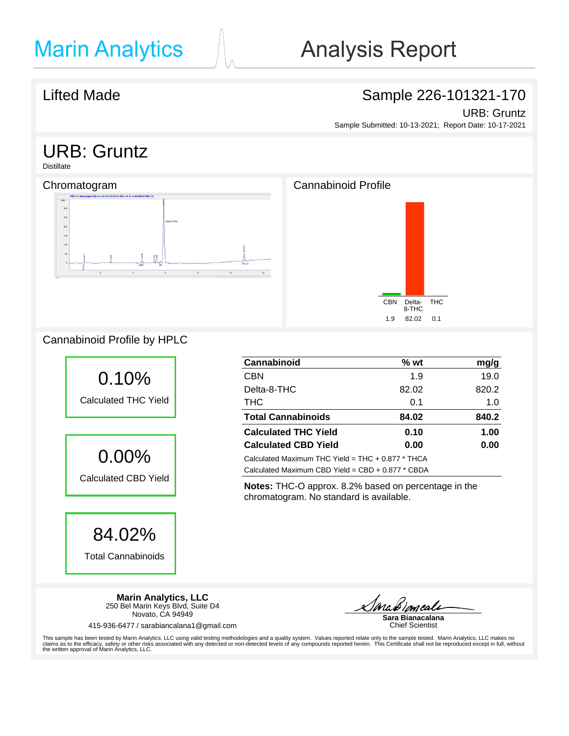# Marin Analytics

# Analysis Report

## Lifted Made

## Sample 226-101321-170

URB: Gruntz

Sample Submitted: 10-13-2021; Report Date: 10-17-2021

# URB: Gruntz

Distillate

### Chromatogram

### Cannabinoid Profile

| CBN | Delta-8-THC | THC |
|---|---|---|
| 1.9 | 82.02 | 0.1 |

### Cannabinoid Profile by HPLC

**0.10%**
Calculated THC Yield

**0.00%**
Calculated CBD Yield

**84.02%**
Total Cannabinoids

| Cannabinoid | % wt | mg/g |
|---|---|---|
| CBN | 1.9 | 19.0 |
| Delta-8-THC | 82.02 | 820.2 |
| THC | 0.1 | 1.0 |
| **Total Cannabinoids** | **84.02** | **840.2** |
| **Calculated THC Yield** | **0.10** | **1.00** |
| **Calculated CBD Yield** | **0.00** | **0.00** |

Calculated Maximum THC Yield = THC + 0.877 * THCA

Calculated Maximum CBD Yield = CBD + 0.877 * CBDA

**Notes:** THC-O approx. 8.2% based on percentage in the chromatogram. No standard is available.

**Marin Analytics, LLC**
250 Bel Marin Keys Blvd, Suite D4
Novato, CA 94949

415-936-6477 / sarabiancalana1@gmail.com

**Sara Bianacalana**
Chief Scientist

This sample has been tested by Marin Analytics, LLC using valid testing methodologies and a quality system. Values reported relate only to the sample tested. Marin Analytics, LLC makes no claims as to the efficacy, safety or other risks associated with any detected or non-detected levels of any compounds reported herein. This Certificate shall not be reproduced except in full, without the written approval of Marin Analytics, LLC.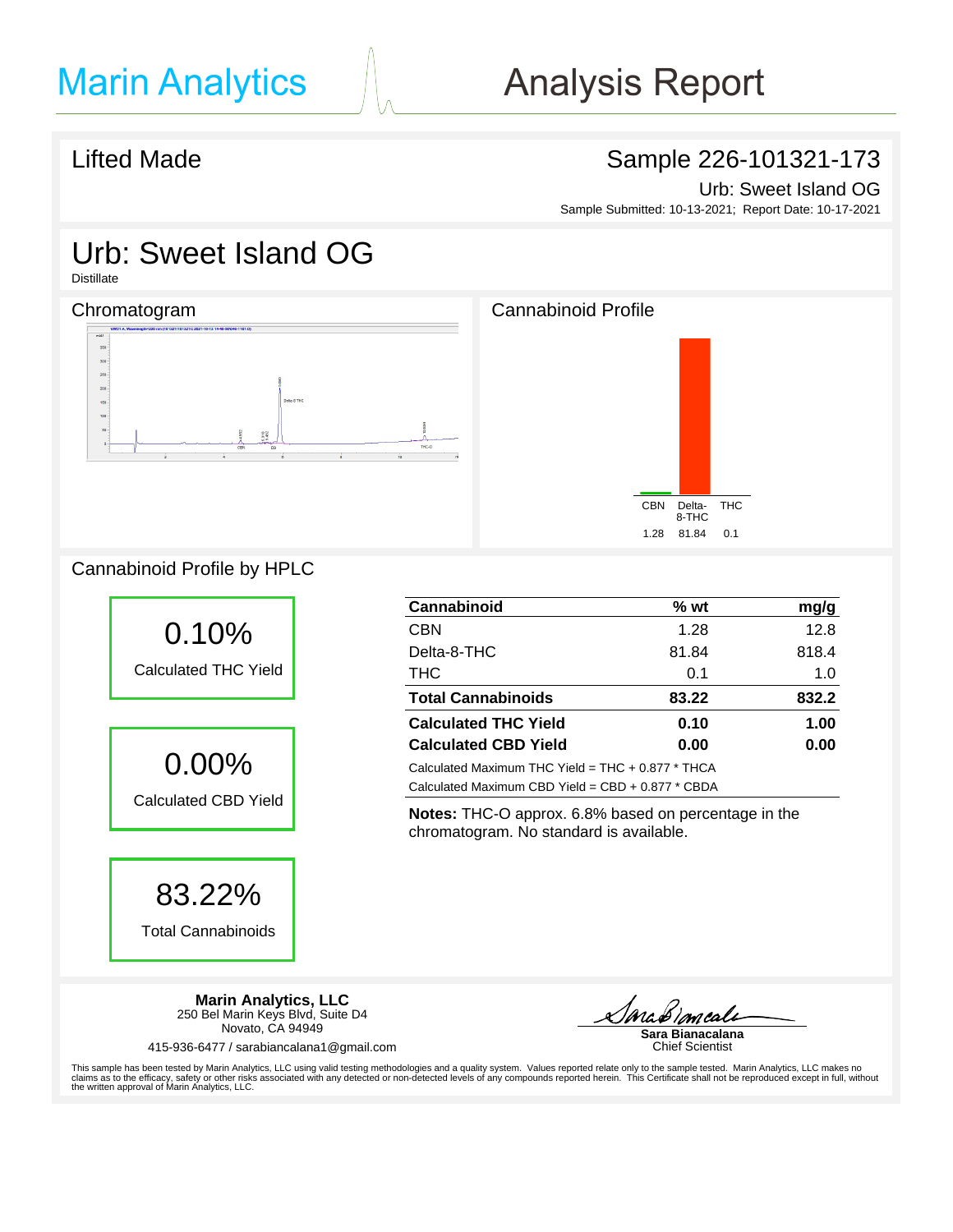# Marin Analytics

# Analysis Report

## Lifted Made

## Sample 226-101321-173

Urb: Sweet Island OG

Sample Submitted: 10-13-2021; Report Date: 10-17-2021

# Urb: Sweet Island OG

Distillate

### Chromatogram

### Cannabinoid Profile

CBN
1.28

Delta-8-THC
81.84

THC
0.1

### Cannabinoid Profile by HPLC

**0.10%**
Calculated THC Yield

**0.00%**
Calculated CBD Yield

**83.22%**
Total Cannabinoids

| Cannabinoid | % wt | mg/g |
|---|---|---|
| CBN | 1.28 | 12.8 |
| Delta-8-THC | 81.84 | 818.4 |
| THC | 0.1 | 1.0 |
| **Total Cannabinoids** | **83.22** | **832.2** |
| **Calculated THC Yield** | **0.10** | **1.00** |
| **Calculated CBD Yield** | **0.00** | **0.00** |

Calculated Maximum THC Yield = THC + 0.877 * THCA

Calculated Maximum CBD Yield = CBD + 0.877 * CBDA

**Notes:** THC-O approx. 6.8% based on percentage in the chromatogram. No standard is available.

**Marin Analytics, LLC**
250 Bel Marin Keys Blvd, Suite D4
Novato, CA 94949

415-936-6477 / sarabiancalana1@gmail.com

**Sara Bianacalana**
Chief Scientist

This sample has been tested by Marin Analytics, LLC using valid testing methodologies and a quality system. Values reported relate only to the sample tested. Marin Analytics, LLC makes no claims as to the efficacy, safety or other risks associated with any detected or non-detected levels of any compounds reported herein. This Certificate shall not be reproduced except in full, without the written approval of Marin Analytics, LLC.